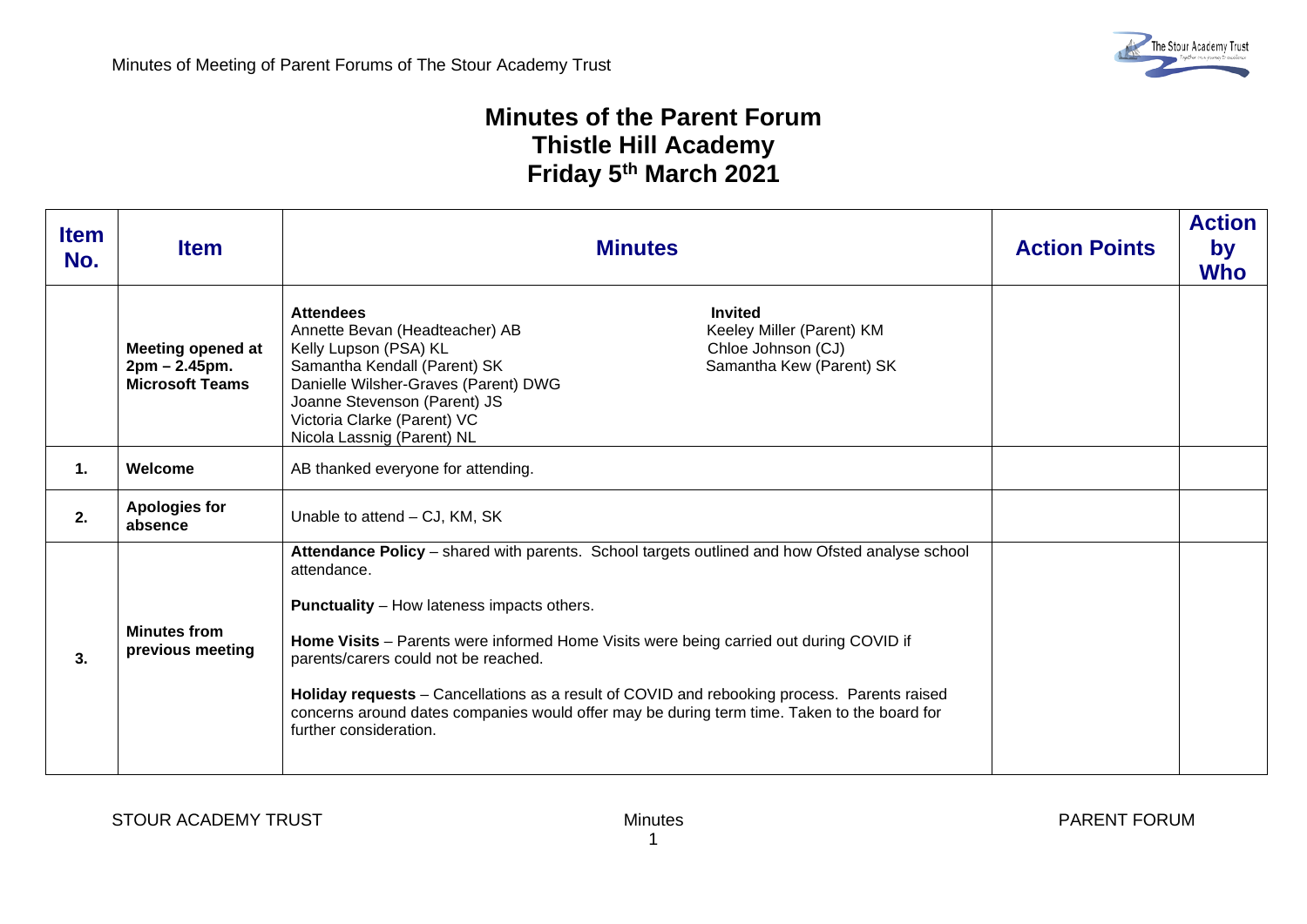# Minutes of the Parent Forum
# Thistle Hill Academy
# Friday 5th March 2021

| Item No. | Item | Minutes | Action Points | Action by Who |
|---|---|---|---|---|
| | **Meeting opened at 2pm – 2.45pm. Microsoft Teams** | **Attendees**<br>Annette Bevan (Headteacher) AB<br>Kelly Lupson (PSA) KL<br>Samantha Kendall (Parent) SK<br>Danielle Wilsher-Graves (Parent) DWG<br>Joanne Stevenson (Parent) JS<br>Victoria Clarke (Parent) VC<br>Nicola Lassnig (Parent) NL<br><br>**Invited**<br>Keeley Miller (Parent) KM<br>Chloe Johnson (CJ)<br>Samantha Kew (Parent) SK | | |
| **1.** | **Welcome** | AB thanked everyone for attending. | | |
| **2.** | **Apologies for absence** | Unable to attend – CJ, KM, SK | | |
| **3.** | **Minutes from previous meeting** | **Attendance Policy** – shared with parents. School targets outlined and how Ofsted analyse school attendance.<br><br>**Punctuality** – How lateness impacts others.<br><br>**Home Visits** – Parents were informed Home Visits were being carried out during COVID if parents/carers could not be reached.<br><br>**Holiday requests** – Cancellations as a result of COVID and rebooking process. Parents raised concerns around dates companies would offer may be during term time. Taken to the board for further consideration. | | |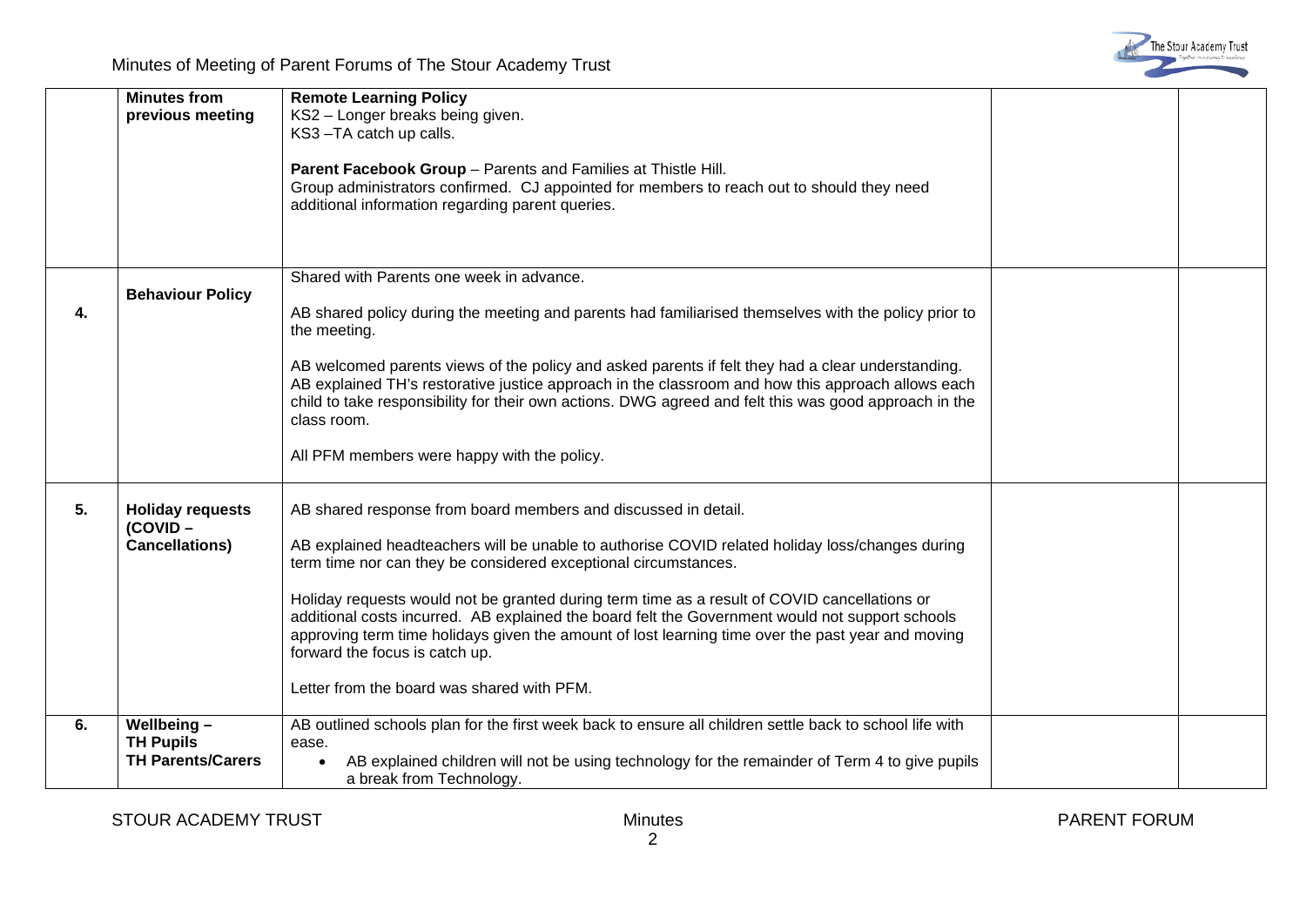| | | | | |
|---|---|---|---|---|
| | **Minutes from previous meeting** | **Remote Learning Policy**<br>KS2 – Longer breaks being given.<br>KS3 –TA catch up calls.<br><br>**Parent Facebook Group** – Parents and Families at Thistle Hill.<br>Group administrators confirmed. CJ appointed for members to reach out to should they need additional information regarding parent queries. | | |
| **4.** | **Behaviour Policy** | Shared with Parents one week in advance.<br><br>AB shared policy during the meeting and parents had familiarised themselves with the policy prior to the meeting.<br><br>AB welcomed parents views of the policy and asked parents if felt they had a clear understanding. AB explained TH's restorative justice approach in the classroom and how this approach allows each child to take responsibility for their own actions. DWG agreed and felt this was good approach in the class room.<br><br>All PFM members were happy with the policy. | | |
| **5.** | **Holiday requests (COVID – Cancellations)** | AB shared response from board members and discussed in detail.<br><br>AB explained headteachers will be unable to authorise COVID related holiday loss/changes during term time nor can they be considered exceptional circumstances.<br><br>Holiday requests would not be granted during term time as a result of COVID cancellations or additional costs incurred. AB explained the board felt the Government would not support schools approving term time holidays given the amount of lost learning time over the past year and moving forward the focus is catch up.<br><br>Letter from the board was shared with PFM. | | |
| **6.** | **Wellbeing – TH Pupils TH Parents/Carers** | AB outlined schools plan for the first week back to ensure all children settle back to school life with ease.<br>• AB explained children will not be using technology for the remainder of Term 4 to give pupils a break from Technology. | | |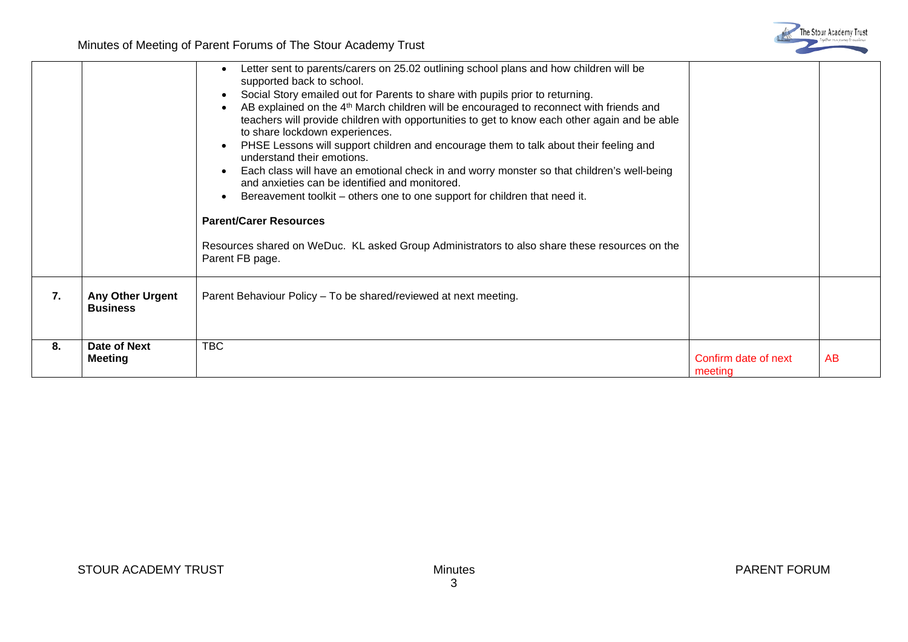| | | | | |
|---|---|---|---|---|
| | | • Letter sent to parents/carers on 25.02 outlining school plans and how children will be supported back to school.<br>• Social Story emailed out for Parents to share with pupils prior to returning.<br>• AB explained on the 4th March children will be encouraged to reconnect with friends and teachers will provide children with opportunities to get to know each other again and be able to share lockdown experiences.<br>• PHSE Lessons will support children and encourage them to talk about their feeling and understand their emotions.<br>• Each class will have an emotional check in and worry monster so that children's well-being and anxieties can be identified and monitored.<br>• Bereavement toolkit – others one to one support for children that need it.<br><br>**Parent/Carer Resources**<br><br>Resources shared on WeDuc. KL asked Group Administrators to also share these resources on the Parent FB page. | | |
| **7.** | **Any Other Urgent Business** | Parent Behaviour Policy – To be shared/reviewed at next meeting. | | |
| **8.** | **Date of Next Meeting** | TBC | Confirm date of next meeting | AB |